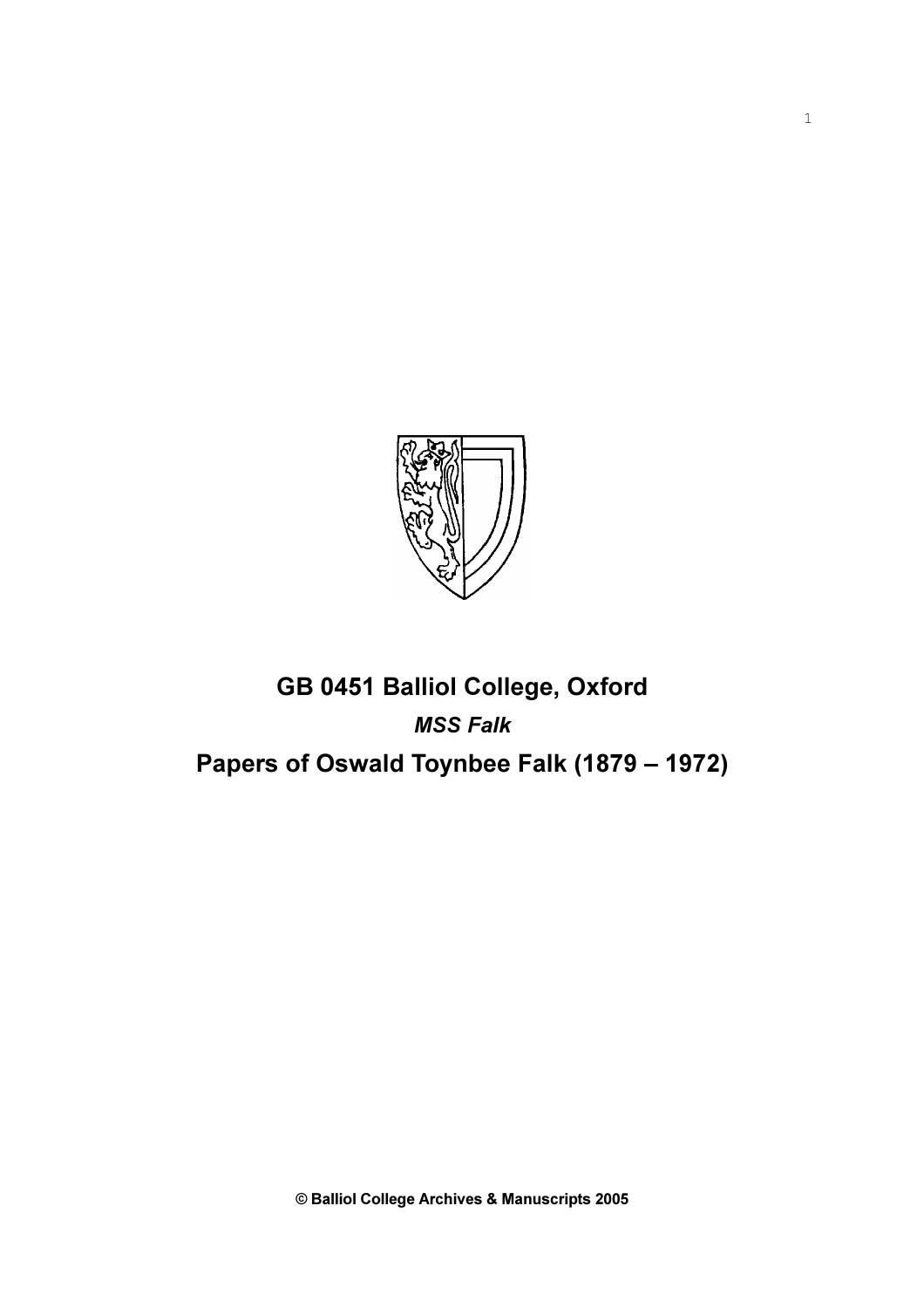# GB 0451 Balliol College, Oxford

*MSS Falk*

## Papers of Oswald Toynbee Falk (1879 – 1972)

**© Balliol College Archives & Manuscripts 2005**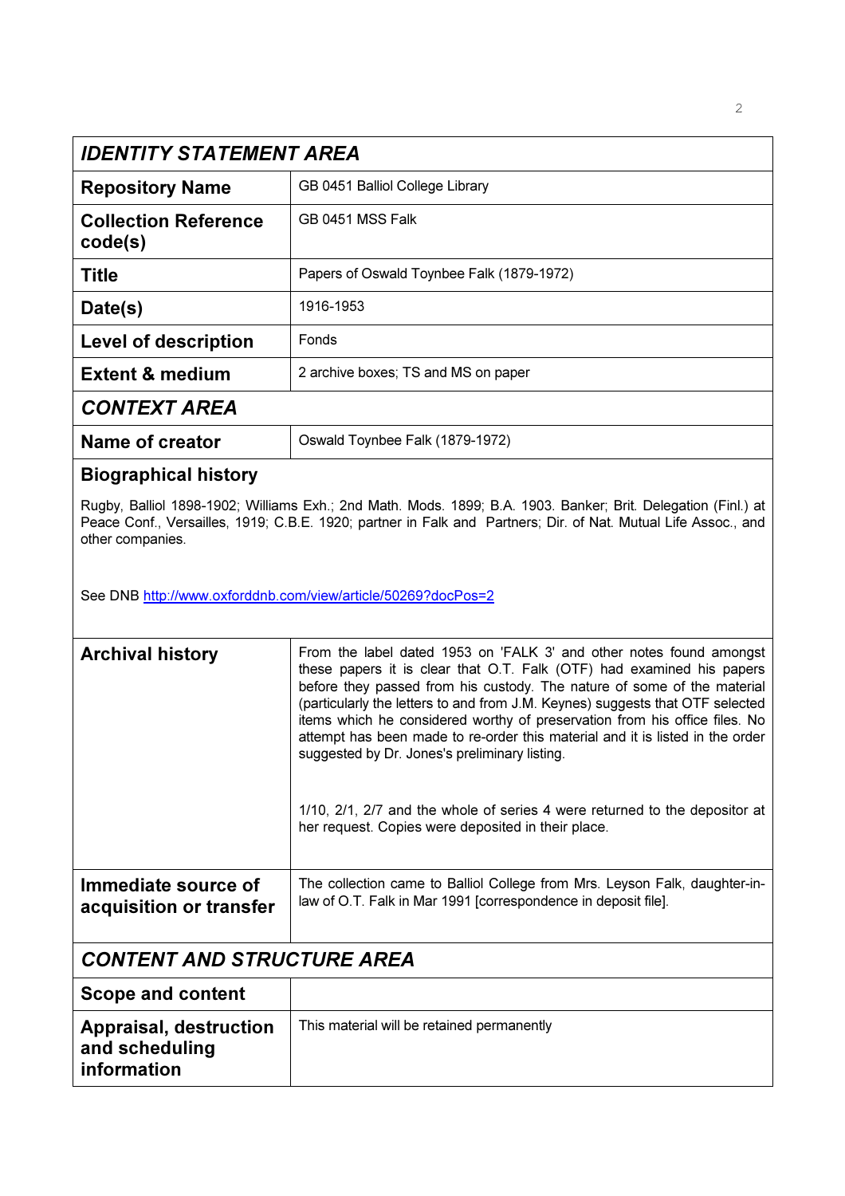## IDENTITY STATEMENT AREA

| | |
|---|---|
| **Repository Name** | GB 0451 Balliol College Library |
| **Collection Reference code(s)** | GB 0451 MSS Falk |
| **Title** | Papers of Oswald Toynbee Falk (1879-1972) |
| **Date(s)** | 1916-1953 |
| **Level of description** | Fonds |
| **Extent & medium** | 2 archive boxes; TS and MS on paper |

## CONTEXT AREA

| | |
|---|---|
| **Name of creator** | Oswald Toynbee Falk (1879-1972) |

**Biographical history**

Rugby, Balliol 1898-1902; Williams Exh.; 2nd Math. Mods. 1899; B.A. 1903. Banker; Brit. Delegation (Finl.) at Peace Conf., Versailles, 1919; C.B.E. 1920; partner in Falk and Partners; Dir. of Nat. Mutual Life Assoc., and other companies.

See DNB [http://www.oxforddnb.com/view/article/50269?docPos=2](http://www.oxforddnb.com/view/article/50269?docPos=2)

| | |
|---|---|
| **Archival history** | From the label dated 1953 on 'FALK 3' and other notes found amongst these papers it is clear that O.T. Falk (OTF) had examined his papers before they passed from his custody. The nature of some of the material (particularly the letters to and from J.M. Keynes) suggests that OTF selected items which he considered worthy of preservation from his office files. No attempt has been made to re-order this material and it is listed in the order suggested by Dr. Jones's preliminary listing.<br><br>1/10, 2/1, 2/7 and the whole of series 4 were returned to the depositor at her request. Copies were deposited in their place. |
| **Immediate source of acquisition or transfer** | The collection came to Balliol College from Mrs. Leyson Falk, daughter-in-law of O.T. Falk in Mar 1991 [correspondence in deposit file]. |

## CONTENT AND STRUCTURE AREA

| | |
|---|---|
| **Scope and content** | |
| **Appraisal, destruction and scheduling information** | This material will be retained permanently |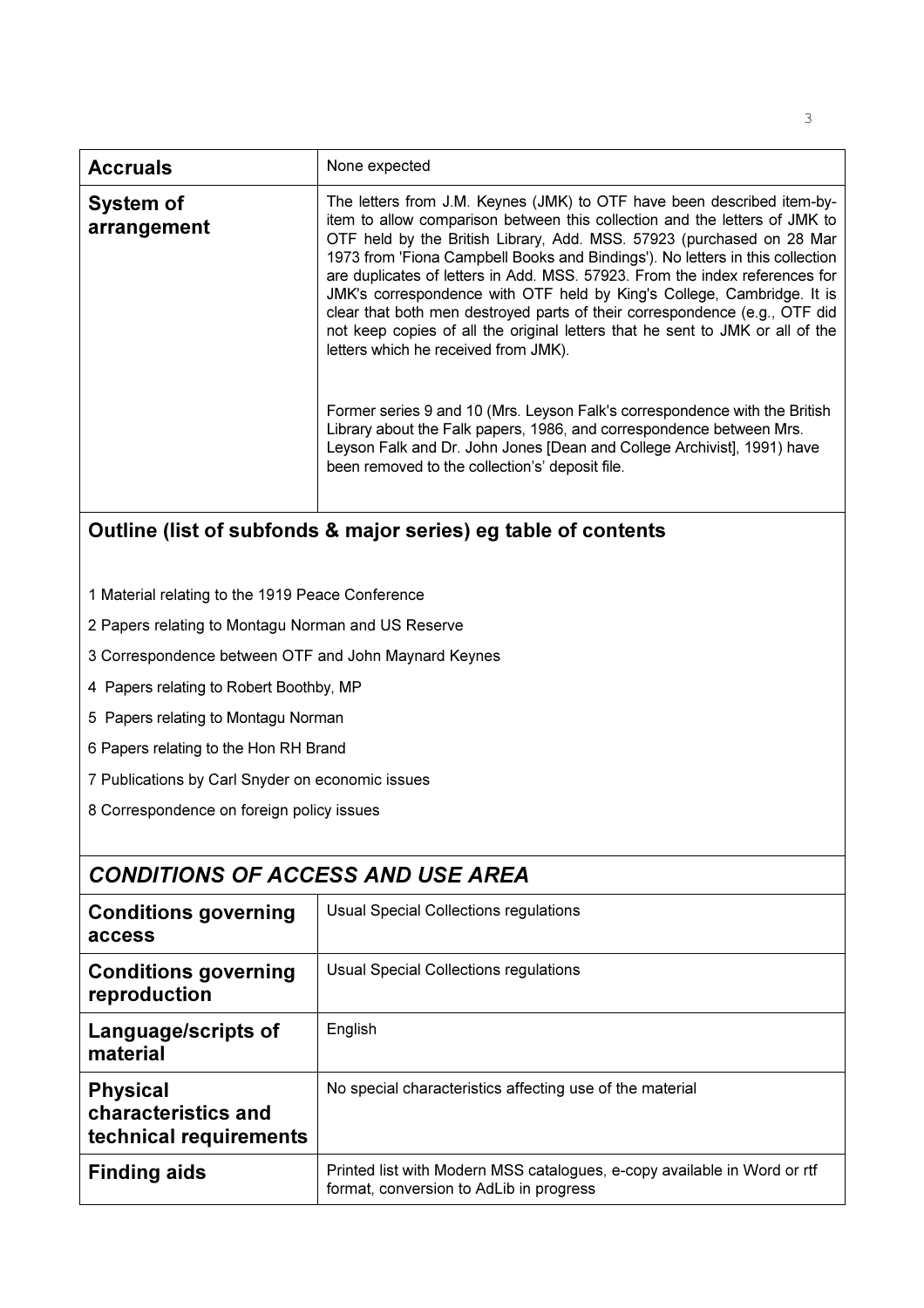| | |
|---|---|
| **Accruals** | None expected |
| **System of arrangement** | The letters from J.M. Keynes (JMK) to OTF have been described item-by-item to allow comparison between this collection and the letters of JMK to OTF held by the British Library, Add. MSS. 57923 (purchased on 28 Mar 1973 from 'Fiona Campbell Books and Bindings'). No letters in this collection are duplicates of letters in Add. MSS. 57923. From the index references for JMK's correspondence with OTF held by King's College, Cambridge. It is clear that both men destroyed parts of their correspondence (e.g., OTF did not keep copies of all the original letters that he sent to JMK or all of the letters which he received from JMK).<br><br>Former series 9 and 10 (Mrs. Leyson Falk's correspondence with the British Library about the Falk papers, 1986, and correspondence between Mrs. Leyson Falk and Dr. John Jones [Dean and College Archivist], 1991) have been removed to the collection's' deposit file. |

## Outline (list of subfonds & major series) eg table of contents

1 Material relating to the 1919 Peace Conference

2 Papers relating to Montagu Norman and US Reserve

3 Correspondence between OTF and John Maynard Keynes

4 Papers relating to Robert Boothby, MP

5 Papers relating to Montagu Norman

6 Papers relating to the Hon RH Brand

7 Publications by Carl Snyder on economic issues

8 Correspondence on foreign policy issues

## *CONDITIONS OF ACCESS AND USE AREA*

| | |
|---|---|
| **Conditions governing access** | Usual Special Collections regulations |
| **Conditions governing reproduction** | Usual Special Collections regulations |
| **Language/scripts of material** | English |
| **Physical characteristics and technical requirements** | No special characteristics affecting use of the material |
| **Finding aids** | Printed list with Modern MSS catalogues, e-copy available in Word or rtf format, conversion to AdLib in progress |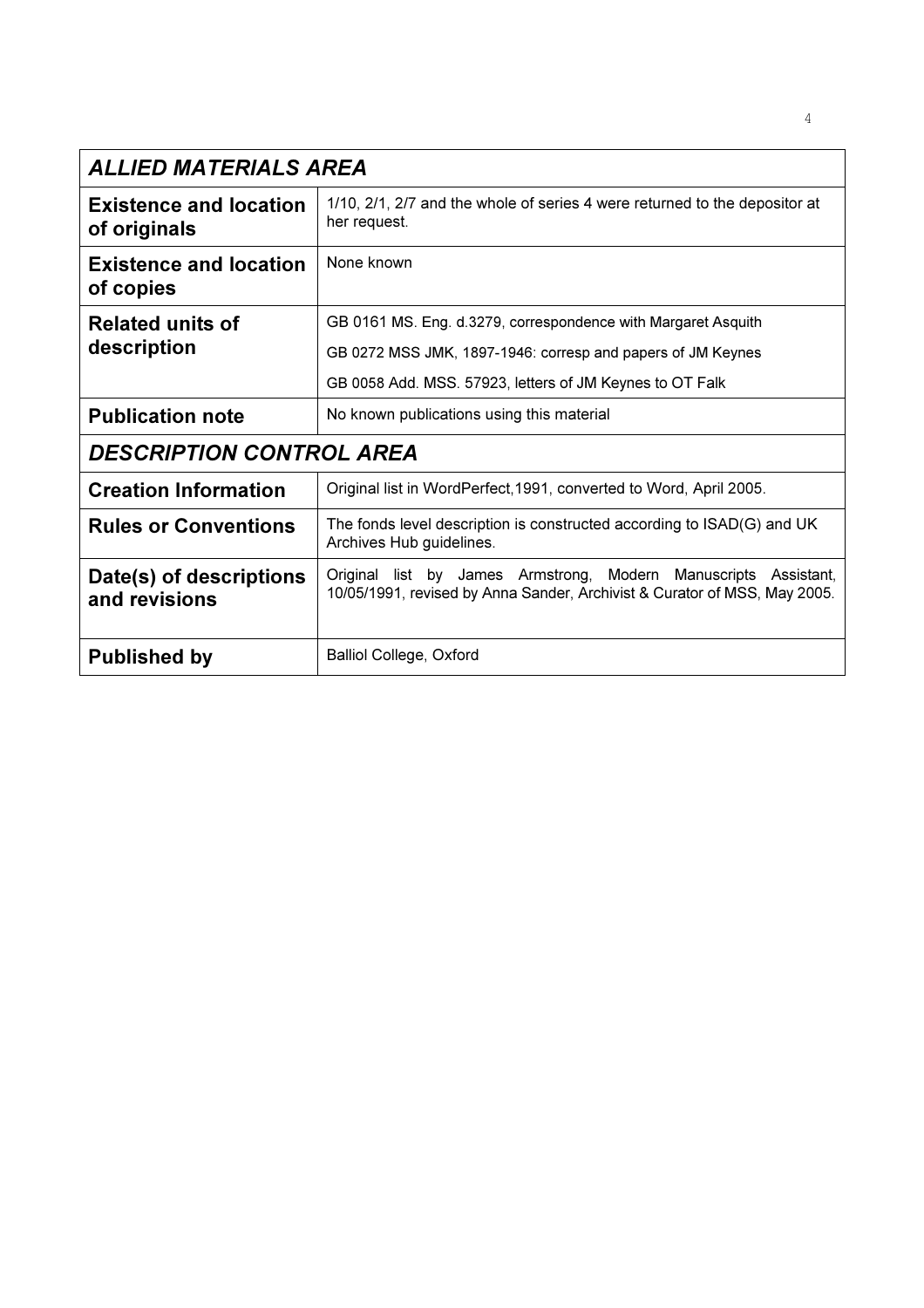| ALLIED MATERIALS AREA | |
|---|---|
| **Existence and location of originals** | 1/10, 2/1, 2/7 and the whole of series 4 were returned to the depositor at her request. |
| **Existence and location of copies** | None known |
| **Related units of description** | GB 0161 MS. Eng. d.3279, correspondence with Margaret Asquith<br>GB 0272 MSS JMK, 1897-1946: corresp and papers of JM Keynes<br>GB 0058 Add. MSS. 57923, letters of JM Keynes to OT Falk |
| **Publication note** | No known publications using this material |
| ***DESCRIPTION CONTROL AREA*** | |
| **Creation Information** | Original list in WordPerfect,1991, converted to Word, April 2005. |
| **Rules or Conventions** | The fonds level description is constructed according to ISAD(G) and UK Archives Hub guidelines. |
| **Date(s) of descriptions and revisions** | Original list by James Armstrong, Modern Manuscripts Assistant, 10/05/1991, revised by Anna Sander, Archivist & Curator of MSS, May 2005. |
| **Published by** | Balliol College, Oxford |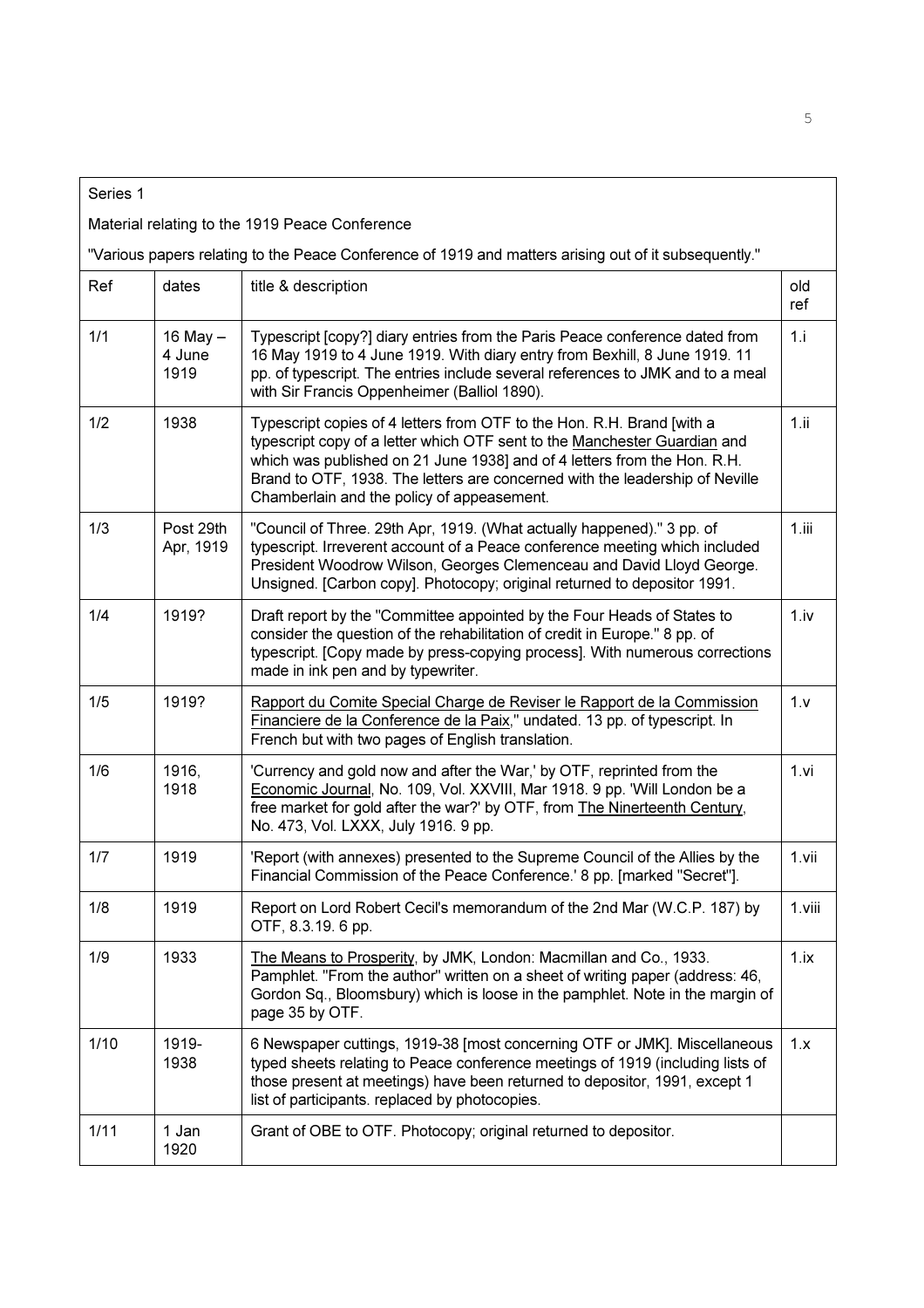Series 1

Material relating to the 1919 Peace Conference

"Various papers relating to the Peace Conference of 1919 and matters arising out of it subsequently."

| Ref | dates | title & description | old ref |
|---|---|---|---|
| 1/1 | 16 May – 4 June 1919 | Typescript [copy?] diary entries from the Paris Peace conference dated from 16 May 1919 to 4 June 1919. With diary entry from Bexhill, 8 June 1919. 11 pp. of typescript. The entries include several references to JMK and to a meal with Sir Francis Oppenheimer (Balliol 1890). | 1.i |
| 1/2 | 1938 | Typescript copies of 4 letters from OTF to the Hon. R.H. Brand [with a typescript copy of a letter which OTF sent to the Manchester Guardian and which was published on 21 June 1938] and of 4 letters from the Hon. R.H. Brand to OTF, 1938. The letters are concerned with the leadership of Neville Chamberlain and the policy of appeasement. | 1.ii |
| 1/3 | Post 29th Apr, 1919 | "Council of Three. 29th Apr, 1919. (What actually happened)." 3 pp. of typescript. Irreverent account of a Peace conference meeting which included President Woodrow Wilson, Georges Clemenceau and David Lloyd George. Unsigned. [Carbon copy]. Photocopy; original returned to depositor 1991. | 1.iii |
| 1/4 | 1919? | Draft report by the "Committee appointed by the Four Heads of States to consider the question of the rehabilitation of credit in Europe." 8 pp. of typescript. [Copy made by press-copying process]. With numerous corrections made in ink pen and by typewriter. | 1.iv |
| 1/5 | 1919? | Rapport du Comite Special Charge de Reviser le Rapport de la Commission Financiere de la Conference de la Paix," undated. 13 pp. of typescript. In French but with two pages of English translation. | 1.v |
| 1/6 | 1916, 1918 | 'Currency and gold now and after the War,' by OTF, reprinted from the Economic Journal, No. 109, Vol. XXVIII, Mar 1918. 9 pp. 'Will London be a free market for gold after the war?' by OTF, from The Ninerteenth Century, No. 473, Vol. LXXX, July 1916. 9 pp. | 1.vi |
| 1/7 | 1919 | 'Report (with annexes) presented to the Supreme Council of the Allies by the Financial Commission of the Peace Conference.' 8 pp. [marked "Secret"]. | 1.vii |
| 1/8 | 1919 | Report on Lord Robert Cecil's memorandum of the 2nd Mar (W.C.P. 187) by OTF, 8.3.19. 6 pp. | 1.viii |
| 1/9 | 1933 | The Means to Prosperity, by JMK, London: Macmillan and Co., 1933. Pamphlet. "From the author" written on a sheet of writing paper (address: 46, Gordon Sq., Bloomsbury) which is loose in the pamphlet. Note in the margin of page 35 by OTF. | 1.ix |
| 1/10 | 1919-1938 | 6 Newspaper cuttings, 1919-38 [most concerning OTF or JMK]. Miscellaneous typed sheets relating to Peace conference meetings of 1919 (including lists of those present at meetings) have been returned to depositor, 1991, except 1 list of participants. replaced by photocopies. | 1.x |
| 1/11 | 1 Jan 1920 | Grant of OBE to OTF. Photocopy; original returned to depositor. | |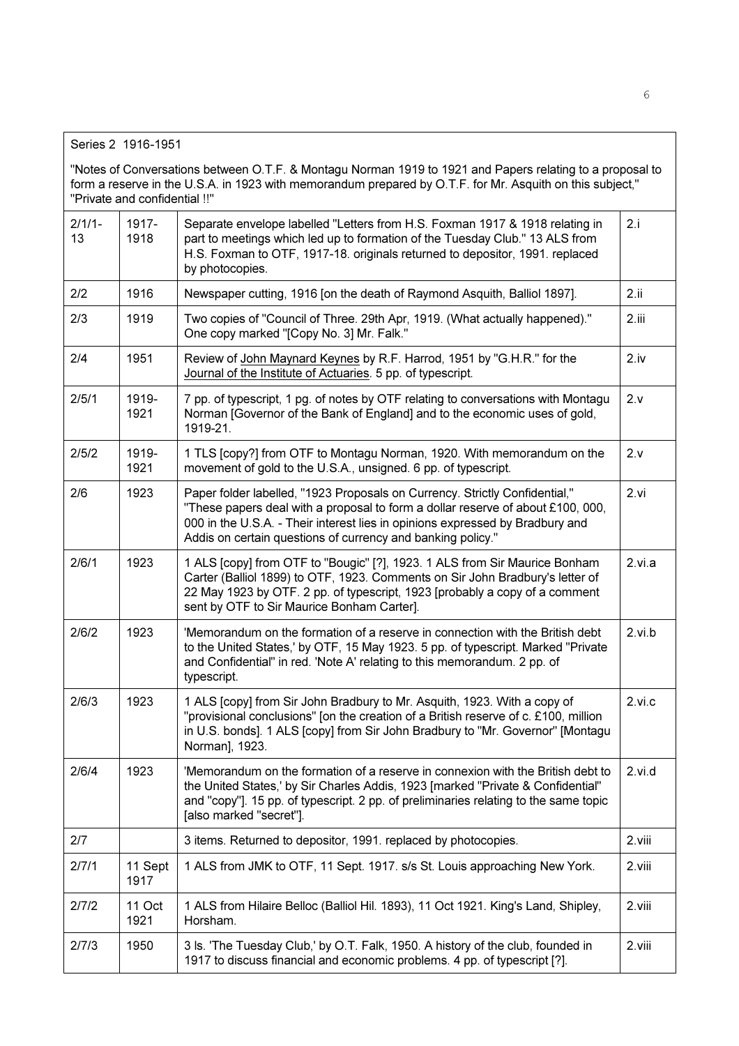Series 2 1916-1951

"Notes of Conversations between O.T.F. & Montagu Norman 1919 to 1921 and Papers relating to a proposal to form a reserve in the U.S.A. in 1923 with memorandum prepared by O.T.F. for Mr. Asquith on this subject," "Private and confidential !!"

| | | | |
|---|---|---|---|
| 2/1/1-13 | 1917-1918 | Separate envelope labelled "Letters from H.S. Foxman 1917 & 1918 relating in part to meetings which led up to formation of the Tuesday Club." 13 ALS from H.S. Foxman to OTF, 1917-18. originals returned to depositor, 1991. replaced by photocopies. | 2.i |
| 2/2 | 1916 | Newspaper cutting, 1916 [on the death of Raymond Asquith, Balliol 1897]. | 2.ii |
| 2/3 | 1919 | Two copies of "Council of Three. 29th Apr, 1919. (What actually happened)." One copy marked "[Copy No. 3] Mr. Falk." | 2.iii |
| 2/4 | 1951 | Review of John Maynard Keynes by R.F. Harrod, 1951 by "G.H.R." for the Journal of the Institute of Actuaries. 5 pp. of typescript. | 2.iv |
| 2/5/1 | 1919-1921 | 7 pp. of typescript, 1 pg. of notes by OTF relating to conversations with Montagu Norman [Governor of the Bank of England] and to the economic uses of gold, 1919-21. | 2.v |
| 2/5/2 | 1919-1921 | 1 TLS [copy?] from OTF to Montagu Norman, 1920. With memorandum on the movement of gold to the U.S.A., unsigned. 6 pp. of typescript. | 2.v |
| 2/6 | 1923 | Paper folder labelled, "1923 Proposals on Currency. Strictly Confidential," "These papers deal with a proposal to form a dollar reserve of about £100, 000, 000 in the U.S.A. - Their interest lies in opinions expressed by Bradbury and Addis on certain questions of currency and banking policy." | 2.vi |
| 2/6/1 | 1923 | 1 ALS [copy] from OTF to "Bougic" [?], 1923. 1 ALS from Sir Maurice Bonham Carter (Balliol 1899) to OTF, 1923. Comments on Sir John Bradbury's letter of 22 May 1923 by OTF. 2 pp. of typescript, 1923 [probably a copy of a comment sent by OTF to Sir Maurice Bonham Carter]. | 2.vi.a |
| 2/6/2 | 1923 | 'Memorandum on the formation of a reserve in connection with the British debt to the United States,' by OTF, 15 May 1923. 5 pp. of typescript. Marked "Private and Confidential" in red. 'Note A' relating to this memorandum. 2 pp. of typescript. | 2.vi.b |
| 2/6/3 | 1923 | 1 ALS [copy] from Sir John Bradbury to Mr. Asquith, 1923. With a copy of "provisional conclusions" [on the creation of a British reserve of c. £100, million in U.S. bonds]. 1 ALS [copy] from Sir John Bradbury to "Mr. Governor" [Montagu Norman], 1923. | 2.vi.c |
| 2/6/4 | 1923 | 'Memorandum on the formation of a reserve in connexion with the British debt to the United States,' by Sir Charles Addis, 1923 [marked "Private & Confidential" and "copy"]. 15 pp. of typescript. 2 pp. of preliminaries relating to the same topic [also marked "secret"]. | 2.vi.d |
| 2/7 | | 3 items. Returned to depositor, 1991. replaced by photocopies. | 2.viii |
| 2/7/1 | 11 Sept 1917 | 1 ALS from JMK to OTF, 11 Sept. 1917. s/s St. Louis approaching New York. | 2.viii |
| 2/7/2 | 11 Oct 1921 | 1 ALS from Hilaire Belloc (Balliol Hil. 1893), 11 Oct 1921. King's Land, Shipley, Horsham. | 2.viii |
| 2/7/3 | 1950 | 3 ls. 'The Tuesday Club,' by O.T. Falk, 1950. A history of the club, founded in 1917 to discuss financial and economic problems. 4 pp. of typescript [?]. | 2.viii |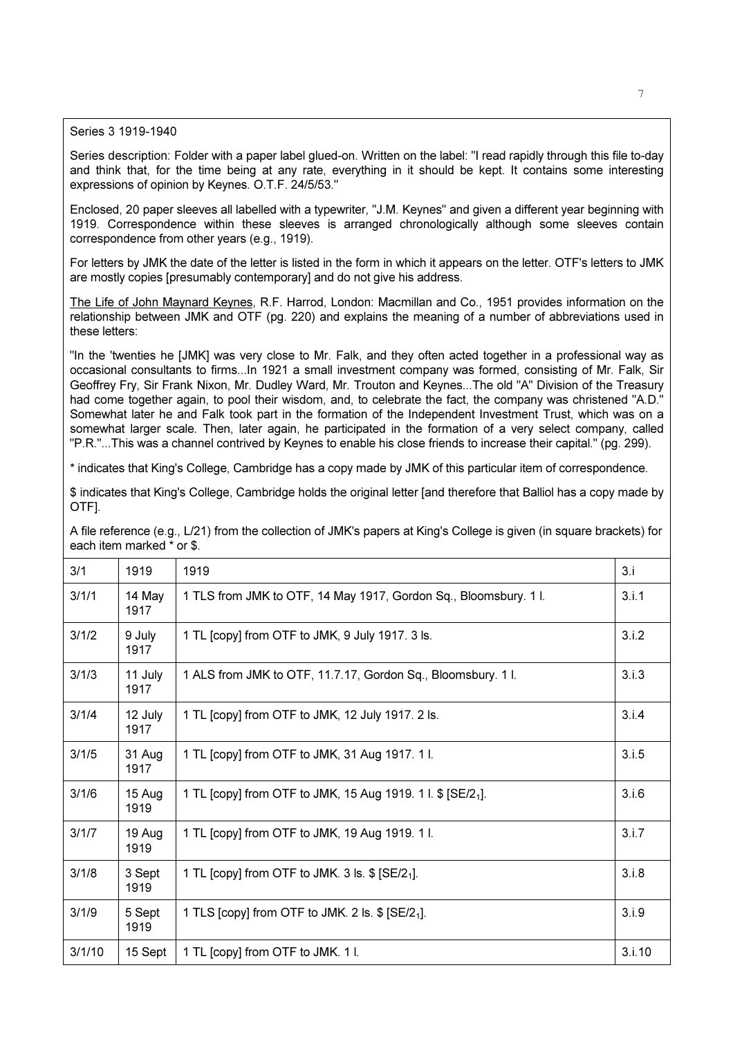Series 3 1919-1940

Series description: Folder with a paper label glued-on. Written on the label: "I read rapidly through this file to-day and think that, for the time being at any rate, everything in it should be kept. It contains some interesting expressions of opinion by Keynes. O.T.F. 24/5/53."

Enclosed, 20 paper sleeves all labelled with a typewriter, "J.M. Keynes" and given a different year beginning with 1919. Correspondence within these sleeves is arranged chronologically although some sleeves contain correspondence from other years (e.g., 1919).

For letters by JMK the date of the letter is listed in the form in which it appears on the letter. OTF's letters to JMK are mostly copies [presumably contemporary] and do not give his address.

The Life of John Maynard Keynes, R.F. Harrod, London: Macmillan and Co., 1951 provides information on the relationship between JMK and OTF (pg. 220) and explains the meaning of a number of abbreviations used in these letters:

"In the 'twenties he [JMK] was very close to Mr. Falk, and they often acted together in a professional way as occasional consultants to firms...In 1921 a small investment company was formed, consisting of Mr. Falk, Sir Geoffrey Fry, Sir Frank Nixon, Mr. Dudley Ward, Mr. Trouton and Keynes...The old "A" Division of the Treasury had come together again, to pool their wisdom, and, to celebrate the fact, the company was christened "A.D." Somewhat later he and Falk took part in the formation of the Independent Investment Trust, which was on a somewhat larger scale. Then, later again, he participated in the formation of a very select company, called "P.R."...This was a channel contrived by Keynes to enable his close friends to increase their capital." (pg. 299).

* indicates that King's College, Cambridge has a copy made by JMK of this particular item of correspondence.

$ indicates that King's College, Cambridge holds the original letter [and therefore that Balliol has a copy made by OTF].

A file reference (e.g., L/21) from the collection of JMK's papers at King's College is given (in square brackets) for each item marked * or $.

| | | | |
|---|---|---|---|
| 3/1 | 1919 | 1919 | 3.i |
| 3/1/1 | 14 May 1917 | 1 TLS from JMK to OTF, 14 May 1917, Gordon Sq., Bloomsbury. 1 l. | 3.i.1 |
| 3/1/2 | 9 July 1917 | 1 TL [copy] from OTF to JMK, 9 July 1917. 3 ls. | 3.i.2 |
| 3/1/3 | 11 July 1917 | 1 ALS from JMK to OTF, 11.7.17, Gordon Sq., Bloomsbury. 1 l. | 3.i.3 |
| 3/1/4 | 12 July 1917 | 1 TL [copy] from OTF to JMK, 12 July 1917. 2 ls. | 3.i.4 |
| 3/1/5 | 31 Aug 1917 | 1 TL [copy] from OTF to JMK, 31 Aug 1917. 1 l. | 3.i.5 |
| 3/1/6 | 15 Aug 1919 | 1 TL [copy] from OTF to JMK, 15 Aug 1919. 1 l. $ [SE/$2_1$]. | 3.i.6 |
| 3/1/7 | 19 Aug 1919 | 1 TL [copy] from OTF to JMK, 19 Aug 1919. 1 l. | 3.i.7 |
| 3/1/8 | 3 Sept 1919 | 1 TL [copy] from OTF to JMK. 3 ls. $ [SE/$2_1$]. | 3.i.8 |
| 3/1/9 | 5 Sept 1919 | 1 TLS [copy] from OTF to JMK. 2 ls. $ [SE/$2_1$]. | 3.i.9 |
| 3/1/10 | 15 Sept | 1 TL [copy] from OTF to JMK. 1 l. | 3.i.10 |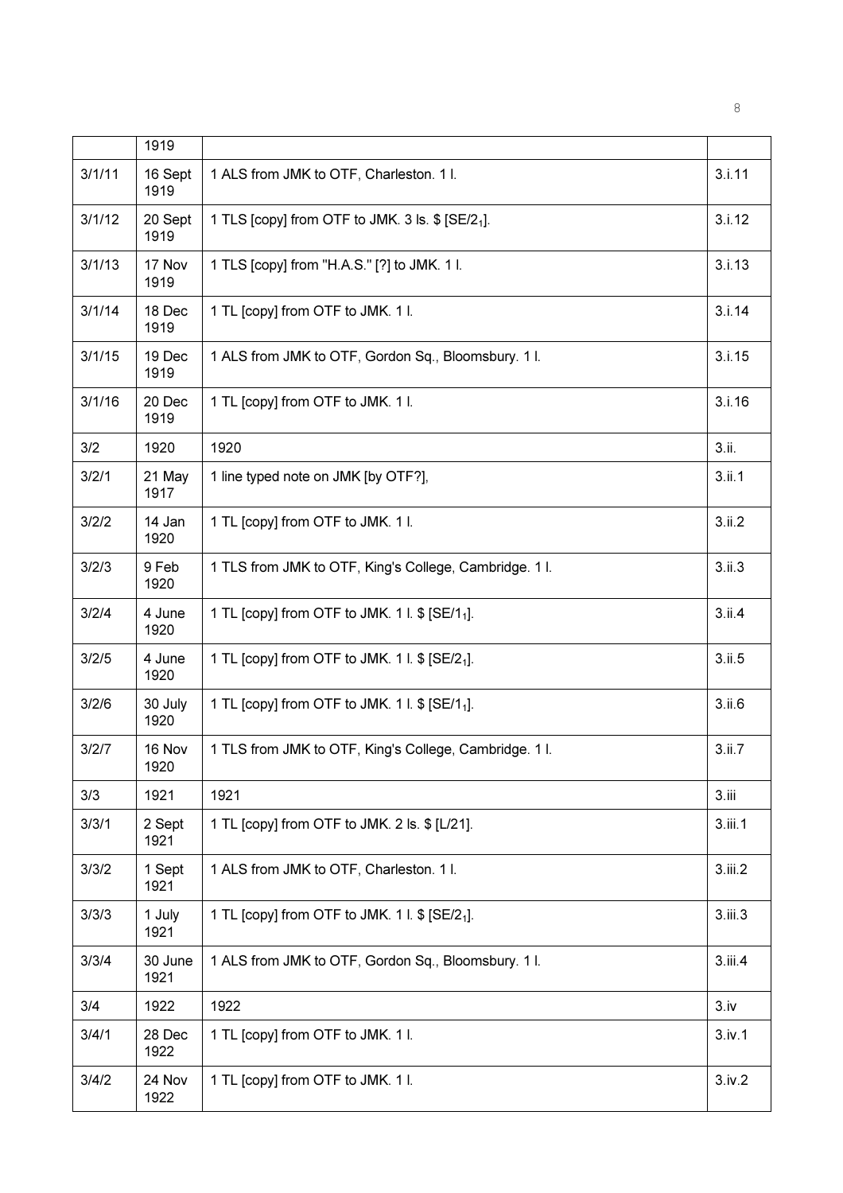| | 1919 | | |
|---|---|---|---|
| 3/1/11 | 16 Sept 1919 | 1 ALS from JMK to OTF, Charleston. 1 l. | 3.i.11 |
| 3/1/12 | 20 Sept 1919 | 1 TLS [copy] from OTF to JMK. 3 ls. $ [SE/$2_1$]. | 3.i.12 |
| 3/1/13 | 17 Nov 1919 | 1 TLS [copy] from "H.A.S." [?] to JMK. 1 l. | 3.i.13 |
| 3/1/14 | 18 Dec 1919 | 1 TL [copy] from OTF to JMK. 1 l. | 3.i.14 |
| 3/1/15 | 19 Dec 1919 | 1 ALS from JMK to OTF, Gordon Sq., Bloomsbury. 1 l. | 3.i.15 |
| 3/1/16 | 20 Dec 1919 | 1 TL [copy] from OTF to JMK. 1 l. | 3.i.16 |
| 3/2 | 1920 | 1920 | 3.ii. |
| 3/2/1 | 21 May 1917 | 1 line typed note on JMK [by OTF?], | 3.ii.1 |
| 3/2/2 | 14 Jan 1920 | 1 TL [copy] from OTF to JMK. 1 l. | 3.ii.2 |
| 3/2/3 | 9 Feb 1920 | 1 TLS from JMK to OTF, King's College, Cambridge. 1 l. | 3.ii.3 |
| 3/2/4 | 4 June 1920 | 1 TL [copy] from OTF to JMK. 1 l. $ [SE/$1_1$]. | 3.ii.4 |
| 3/2/5 | 4 June 1920 | 1 TL [copy] from OTF to JMK. 1 l. $ [SE/$2_1$]. | 3.ii.5 |
| 3/2/6 | 30 July 1920 | 1 TL [copy] from OTF to JMK. 1 l. $ [SE/$1_1$]. | 3.ii.6 |
| 3/2/7 | 16 Nov 1920 | 1 TLS from JMK to OTF, King's College, Cambridge. 1 l. | 3.ii.7 |
| 3/3 | 1921 | 1921 | 3.iii |
| 3/3/1 | 2 Sept 1921 | 1 TL [copy] from OTF to JMK. 2 ls. $ [L/21]. | 3.iii.1 |
| 3/3/2 | 1 Sept 1921 | 1 ALS from JMK to OTF, Charleston. 1 l. | 3.iii.2 |
| 3/3/3 | 1 July 1921 | 1 TL [copy] from OTF to JMK. 1 l. $ [SE/$2_1$]. | 3.iii.3 |
| 3/3/4 | 30 June 1921 | 1 ALS from JMK to OTF, Gordon Sq., Bloomsbury. 1 l. | 3.iii.4 |
| 3/4 | 1922 | 1922 | 3.iv |
| 3/4/1 | 28 Dec 1922 | 1 TL [copy] from OTF to JMK. 1 l. | 3.iv.1 |
| 3/4/2 | 24 Nov 1922 | 1 TL [copy] from OTF to JMK. 1 l. | 3.iv.2 |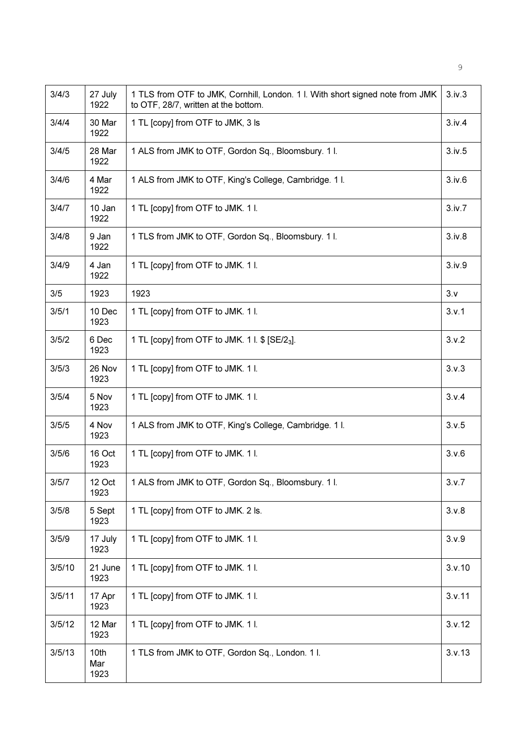| 3/4/3 | 27 July 1922 | 1 TLS from OTF to JMK, Cornhill, London. 1 l. With short signed note from JMK to OTF, 28/7, written at the bottom. | 3.iv.3 |
|---|---|---|---|
| 3/4/4 | 30 Mar 1922 | 1 TL [copy] from OTF to JMK, 3 ls | 3.iv.4 |
| 3/4/5 | 28 Mar 1922 | 1 ALS from JMK to OTF, Gordon Sq., Bloomsbury. 1 l. | 3.iv.5 |
| 3/4/6 | 4 Mar 1922 | 1 ALS from JMK to OTF, King's College, Cambridge. 1 l. | 3.iv.6 |
| 3/4/7 | 10 Jan 1922 | 1 TL [copy] from OTF to JMK. 1 l. | 3.iv.7 |
| 3/4/8 | 9 Jan 1922 | 1 TLS from JMK to OTF, Gordon Sq., Bloomsbury. 1 l. | 3.iv.8 |
| 3/4/9 | 4 Jan 1922 | 1 TL [copy] from OTF to JMK. 1 l. | 3.iv.9 |
| 3/5 | 1923 | 1923 | 3.v |
| 3/5/1 | 10 Dec 1923 | 1 TL [copy] from OTF to JMK. 1 l. | 3.v.1 |
| 3/5/2 | 6 Dec 1923 | 1 TL [copy] from OTF to JMK. 1 l. $ [SE/$2_3$]. | 3.v.2 |
| 3/5/3 | 26 Nov 1923 | 1 TL [copy] from OTF to JMK. 1 l. | 3.v.3 |
| 3/5/4 | 5 Nov 1923 | 1 TL [copy] from OTF to JMK. 1 l. | 3.v.4 |
| 3/5/5 | 4 Nov 1923 | 1 ALS from JMK to OTF, King's College, Cambridge. 1 l. | 3.v.5 |
| 3/5/6 | 16 Oct 1923 | 1 TL [copy] from OTF to JMK. 1 l. | 3.v.6 |
| 3/5/7 | 12 Oct 1923 | 1 ALS from JMK to OTF, Gordon Sq., Bloomsbury. 1 l. | 3.v.7 |
| 3/5/8 | 5 Sept 1923 | 1 TL [copy] from OTF to JMK. 2 ls. | 3.v.8 |
| 3/5/9 | 17 July 1923 | 1 TL [copy] from OTF to JMK. 1 l. | 3.v.9 |
| 3/5/10 | 21 June 1923 | 1 TL [copy] from OTF to JMK. 1 l. | 3.v.10 |
| 3/5/11 | 17 Apr 1923 | 1 TL [copy] from OTF to JMK. 1 l. | 3.v.11 |
| 3/5/12 | 12 Mar 1923 | 1 TL [copy] from OTF to JMK. 1 l. | 3.v.12 |
| 3/5/13 | 10th Mar 1923 | 1 TLS from JMK to OTF, Gordon Sq., London. 1 l. | 3.v.13 |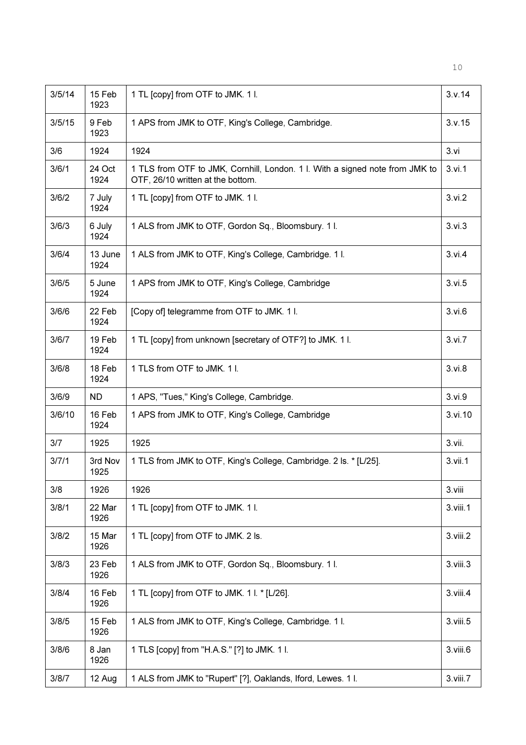| 3/5/14 | 15 Feb 1923 | 1 TL [copy] from OTF to JMK. 1 l. | 3.v.14 |
|---|---|---|---|
| 3/5/15 | 9 Feb 1923 | 1 APS from JMK to OTF, King's College, Cambridge. | 3.v.15 |
| 3/6 | 1924 | 1924 | 3.vi |
| 3/6/1 | 24 Oct 1924 | 1 TLS from OTF to JMK, Cornhill, London. 1 l. With a signed note from JMK to OTF, 26/10 written at the bottom. | 3.vi.1 |
| 3/6/2 | 7 July 1924 | 1 TL [copy] from OTF to JMK. 1 l. | 3.vi.2 |
| 3/6/3 | 6 July 1924 | 1 ALS from JMK to OTF, Gordon Sq., Bloomsbury. 1 l. | 3.vi.3 |
| 3/6/4 | 13 June 1924 | 1 ALS from JMK to OTF, King's College, Cambridge. 1 l. | 3.vi.4 |
| 3/6/5 | 5 June 1924 | 1 APS from JMK to OTF, King's College, Cambridge | 3.vi.5 |
| 3/6/6 | 22 Feb 1924 | [Copy of] telegramme from OTF to JMK. 1 l. | 3.vi.6 |
| 3/6/7 | 19 Feb 1924 | 1 TL [copy] from unknown [secretary of OTF?] to JMK. 1 l. | 3.vi.7 |
| 3/6/8 | 18 Feb 1924 | 1 TLS from OTF to JMK. 1 l. | 3.vi.8 |
| 3/6/9 | ND | 1 APS, "Tues," King's College, Cambridge. | 3.vi.9 |
| 3/6/10 | 16 Feb 1924 | 1 APS from JMK to OTF, King's College, Cambridge | 3.vi.10 |
| 3/7 | 1925 | 1925 | 3.vii. |
| 3/7/1 | 3rd Nov 1925 | 1 TLS from JMK to OTF, King's College, Cambridge. 2 ls. * [L/25]. | 3.vii.1 |
| 3/8 | 1926 | 1926 | 3.viii |
| 3/8/1 | 22 Mar 1926 | 1 TL [copy] from OTF to JMK. 1 l. | 3.viii.1 |
| 3/8/2 | 15 Mar 1926 | 1 TL [copy] from OTF to JMK. 2 ls. | 3.viii.2 |
| 3/8/3 | 23 Feb 1926 | 1 ALS from JMK to OTF, Gordon Sq., Bloomsbury. 1 l. | 3.viii.3 |
| 3/8/4 | 16 Feb 1926 | 1 TL [copy] from OTF to JMK. 1 l. * [L/26]. | 3.viii.4 |
| 3/8/5 | 15 Feb 1926 | 1 ALS from JMK to OTF, King's College, Cambridge. 1 l. | 3.viii.5 |
| 3/8/6 | 8 Jan 1926 | 1 TLS [copy] from "H.A.S." [?] to JMK. 1 l. | 3.viii.6 |
| 3/8/7 | 12 Aug | 1 ALS from JMK to "Rupert" [?], Oaklands, Iford, Lewes. 1 l. | 3.viii.7 |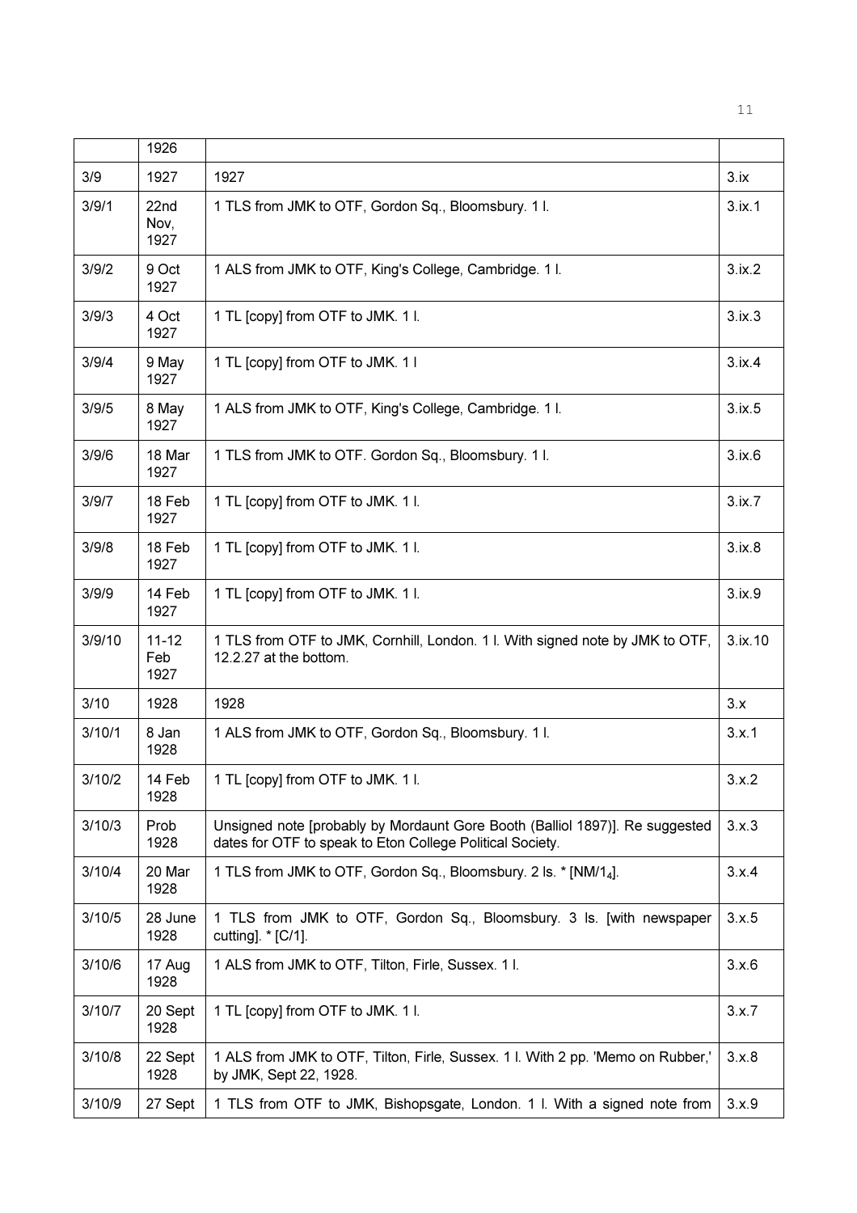| | 1926 | | |
|---|---|---|---|
| 3/9 | 1927 | 1927 | 3.ix |
| 3/9/1 | 22nd Nov, 1927 | 1 TLS from JMK to OTF, Gordon Sq., Bloomsbury. 1 l. | 3.ix.1 |
| 3/9/2 | 9 Oct 1927 | 1 ALS from JMK to OTF, King's College, Cambridge. 1 l. | 3.ix.2 |
| 3/9/3 | 4 Oct 1927 | 1 TL [copy] from OTF to JMK. 1 l. | 3.ix.3 |
| 3/9/4 | 9 May 1927 | 1 TL [copy] from OTF to JMK. 1 l | 3.ix.4 |
| 3/9/5 | 8 May 1927 | 1 ALS from JMK to OTF, King's College, Cambridge. 1 l. | 3.ix.5 |
| 3/9/6 | 18 Mar 1927 | 1 TLS from JMK to OTF. Gordon Sq., Bloomsbury. 1 l. | 3.ix.6 |
| 3/9/7 | 18 Feb 1927 | 1 TL [copy] from OTF to JMK. 1 l. | 3.ix.7 |
| 3/9/8 | 18 Feb 1927 | 1 TL [copy] from OTF to JMK. 1 l. | 3.ix.8 |
| 3/9/9 | 14 Feb 1927 | 1 TL [copy] from OTF to JMK. 1 l. | 3.ix.9 |
| 3/9/10 | 11-12 Feb 1927 | 1 TLS from OTF to JMK, Cornhill, London. 1 l. With signed note by JMK to OTF, 12.2.27 at the bottom. | 3.ix.10 |
| 3/10 | 1928 | 1928 | 3.x |
| 3/10/1 | 8 Jan 1928 | 1 ALS from JMK to OTF, Gordon Sq., Bloomsbury. 1 l. | 3.x.1 |
| 3/10/2 | 14 Feb 1928 | 1 TL [copy] from OTF to JMK. 1 l. | 3.x.2 |
| 3/10/3 | Prob 1928 | Unsigned note [probably by Mordaunt Gore Booth (Balliol 1897)]. Re suggested dates for OTF to speak to Eton College Political Society. | 3.x.3 |
| 3/10/4 | 20 Mar 1928 | 1 TLS from JMK to OTF, Gordon Sq., Bloomsbury. 2 ls. * [NM/1[4]]. | 3.x.4 |
| 3/10/5 | 28 June 1928 | 1 TLS from JMK to OTF, Gordon Sq., Bloomsbury. 3 ls. [with newspaper cutting]. * [C/1]. | 3.x.5 |
| 3/10/6 | 17 Aug 1928 | 1 ALS from JMK to OTF, Tilton, Firle, Sussex. 1 l. | 3.x.6 |
| 3/10/7 | 20 Sept 1928 | 1 TL [copy] from OTF to JMK. 1 l. | 3.x.7 |
| 3/10/8 | 22 Sept 1928 | 1 ALS from JMK to OTF, Tilton, Firle, Sussex. 1 l. With 2 pp. 'Memo on Rubber,' by JMK, Sept 22, 1928. | 3.x.8 |
| 3/10/9 | 27 Sept | 1 TLS from OTF to JMK, Bishopsgate, London. 1 l. With a signed note from | 3.x.9 |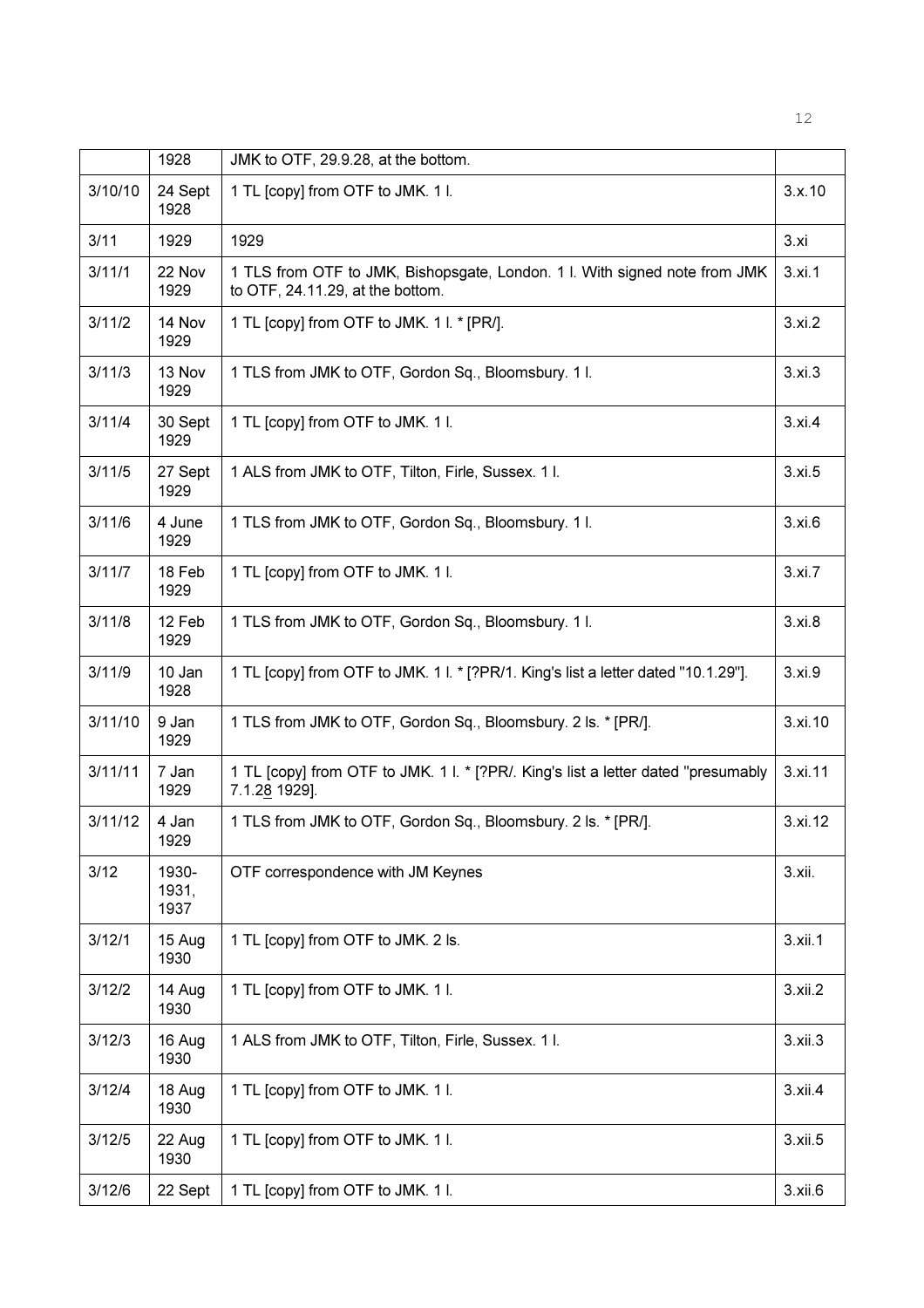|  | 1928 | JMK to OTF, 29.9.28, at the bottom. |  |
|---|---|---|---|
| 3/10/10 | 24 Sept 1928 | 1 TL [copy] from OTF to JMK. 1 l. | 3.x.10 |
| 3/11 | 1929 | 1929 | 3.xi |
| 3/11/1 | 22 Nov 1929 | 1 TLS from OTF to JMK, Bishopsgate, London. 1 l. With signed note from JMK to OTF, 24.11.29, at the bottom. | 3.xi.1 |
| 3/11/2 | 14 Nov 1929 | 1 TL [copy] from OTF to JMK. 1 l. * [PR/]. | 3.xi.2 |
| 3/11/3 | 13 Nov 1929 | 1 TLS from JMK to OTF, Gordon Sq., Bloomsbury. 1 l. | 3.xi.3 |
| 3/11/4 | 30 Sept 1929 | 1 TL [copy] from OTF to JMK. 1 l. | 3.xi.4 |
| 3/11/5 | 27 Sept 1929 | 1 ALS from JMK to OTF, Tilton, Firle, Sussex. 1 l. | 3.xi.5 |
| 3/11/6 | 4 June 1929 | 1 TLS from JMK to OTF, Gordon Sq., Bloomsbury. 1 l. | 3.xi.6 |
| 3/11/7 | 18 Feb 1929 | 1 TL [copy] from OTF to JMK. 1 l. | 3.xi.7 |
| 3/11/8 | 12 Feb 1929 | 1 TLS from JMK to OTF, Gordon Sq., Bloomsbury. 1 l. | 3.xi.8 |
| 3/11/9 | 10 Jan 1928 | 1 TL [copy] from OTF to JMK. 1 l. * [?PR/1. King's list a letter dated "10.1.29"]. | 3.xi.9 |
| 3/11/10 | 9 Jan 1929 | 1 TLS from JMK to OTF, Gordon Sq., Bloomsbury. 2 ls. * [PR/]. | 3.xi.10 |
| 3/11/11 | 7 Jan 1929 | 1 TL [copy] from OTF to JMK. 1 l. * [?PR/. King's list a letter dated "presumably 7.1.28 1929]. | 3.xi.11 |
| 3/11/12 | 4 Jan 1929 | 1 TLS from JMK to OTF, Gordon Sq., Bloomsbury. 2 ls. * [PR/]. | 3.xi.12 |
| 3/12 | 1930-1931, 1937 | OTF correspondence with JM Keynes | 3.xii. |
| 3/12/1 | 15 Aug 1930 | 1 TL [copy] from OTF to JMK. 2 ls. | 3.xii.1 |
| 3/12/2 | 14 Aug 1930 | 1 TL [copy] from OTF to JMK. 1 l. | 3.xii.2 |
| 3/12/3 | 16 Aug 1930 | 1 ALS from JMK to OTF, Tilton, Firle, Sussex. 1 l. | 3.xii.3 |
| 3/12/4 | 18 Aug 1930 | 1 TL [copy] from OTF to JMK. 1 l. | 3.xii.4 |
| 3/12/5 | 22 Aug 1930 | 1 TL [copy] from OTF to JMK. 1 l. | 3.xii.5 |
| 3/12/6 | 22 Sept | 1 TL [copy] from OTF to JMK. 1 l. | 3.xii.6 |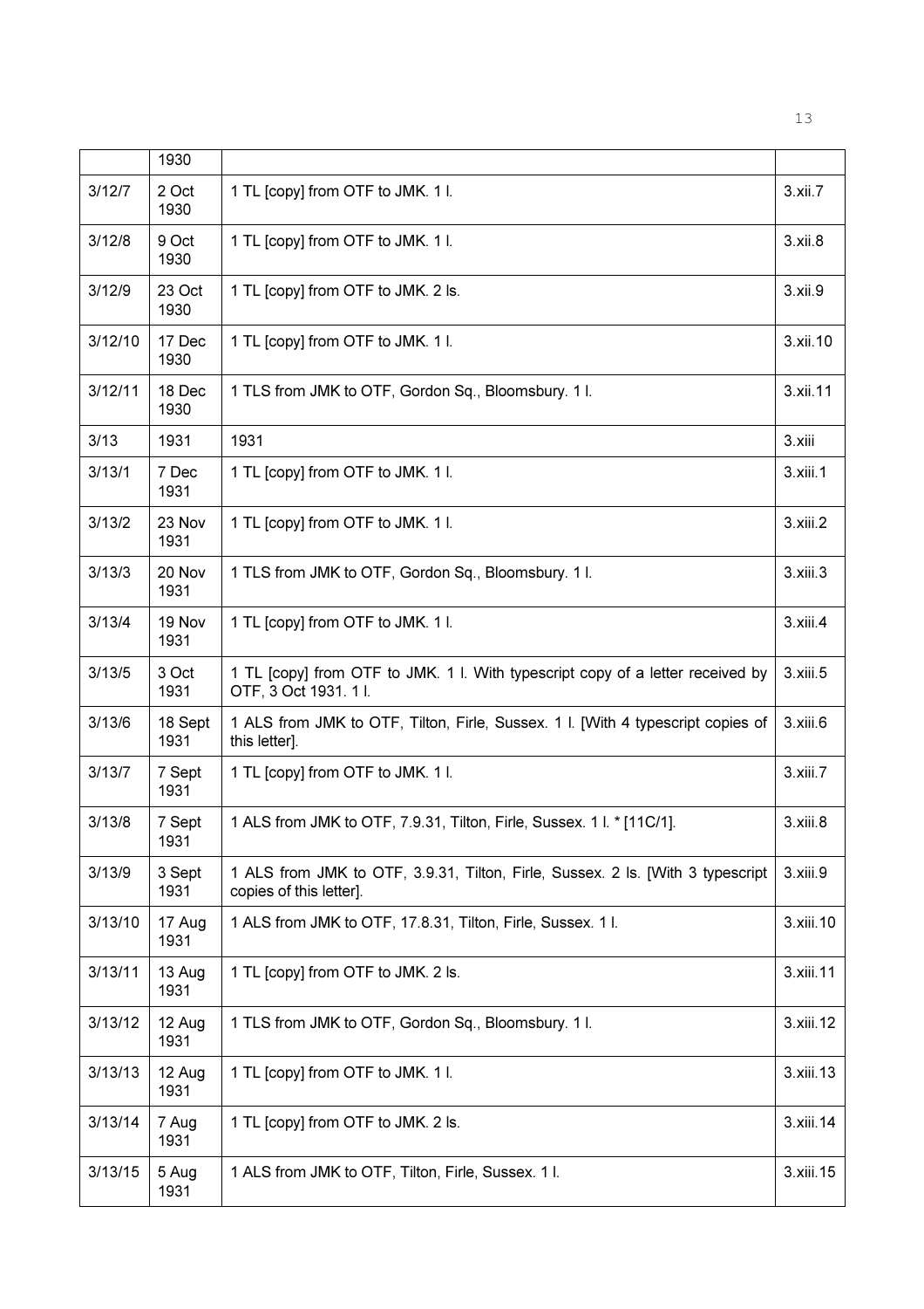|  | 1930 |  |  |
|---|---|---|---|
| 3/12/7 | 2 Oct 1930 | 1 TL [copy] from OTF to JMK. 1 l. | 3.xii.7 |
| 3/12/8 | 9 Oct 1930 | 1 TL [copy] from OTF to JMK. 1 l. | 3.xii.8 |
| 3/12/9 | 23 Oct 1930 | 1 TL [copy] from OTF to JMK. 2 ls. | 3.xii.9 |
| 3/12/10 | 17 Dec 1930 | 1 TL [copy] from OTF to JMK. 1 l. | 3.xii.10 |
| 3/12/11 | 18 Dec 1930 | 1 TLS from JMK to OTF, Gordon Sq., Bloomsbury. 1 l. | 3.xii.11 |
| 3/13 | 1931 | 1931 | 3.xiii |
| 3/13/1 | 7 Dec 1931 | 1 TL [copy] from OTF to JMK. 1 l. | 3.xiii.1 |
| 3/13/2 | 23 Nov 1931 | 1 TL [copy] from OTF to JMK. 1 l. | 3.xiii.2 |
| 3/13/3 | 20 Nov 1931 | 1 TLS from JMK to OTF, Gordon Sq., Bloomsbury. 1 l. | 3.xiii.3 |
| 3/13/4 | 19 Nov 1931 | 1 TL [copy] from OTF to JMK. 1 l. | 3.xiii.4 |
| 3/13/5 | 3 Oct 1931 | 1 TL [copy] from OTF to JMK. 1 l. With typescript copy of a letter received by OTF, 3 Oct 1931. 1 l. | 3.xiii.5 |
| 3/13/6 | 18 Sept 1931 | 1 ALS from JMK to OTF, Tilton, Firle, Sussex. 1 l. [With 4 typescript copies of this letter]. | 3.xiii.6 |
| 3/13/7 | 7 Sept 1931 | 1 TL [copy] from OTF to JMK. 1 l. | 3.xiii.7 |
| 3/13/8 | 7 Sept 1931 | 1 ALS from JMK to OTF, 7.9.31, Tilton, Firle, Sussex. 1 l. * [11C/1]. | 3.xiii.8 |
| 3/13/9 | 3 Sept 1931 | 1 ALS from JMK to OTF, 3.9.31, Tilton, Firle, Sussex. 2 ls. [With 3 typescript copies of this letter]. | 3.xiii.9 |
| 3/13/10 | 17 Aug 1931 | 1 ALS from JMK to OTF, 17.8.31, Tilton, Firle, Sussex. 1 l. | 3.xiii.10 |
| 3/13/11 | 13 Aug 1931 | 1 TL [copy] from OTF to JMK. 2 ls. | 3.xiii.11 |
| 3/13/12 | 12 Aug 1931 | 1 TLS from JMK to OTF, Gordon Sq., Bloomsbury. 1 l. | 3.xiii.12 |
| 3/13/13 | 12 Aug 1931 | 1 TL [copy] from OTF to JMK. 1 l. | 3.xiii.13 |
| 3/13/14 | 7 Aug 1931 | 1 TL [copy] from OTF to JMK. 2 ls. | 3.xiii.14 |
| 3/13/15 | 5 Aug 1931 | 1 ALS from JMK to OTF, Tilton, Firle, Sussex. 1 l. | 3.xiii.15 |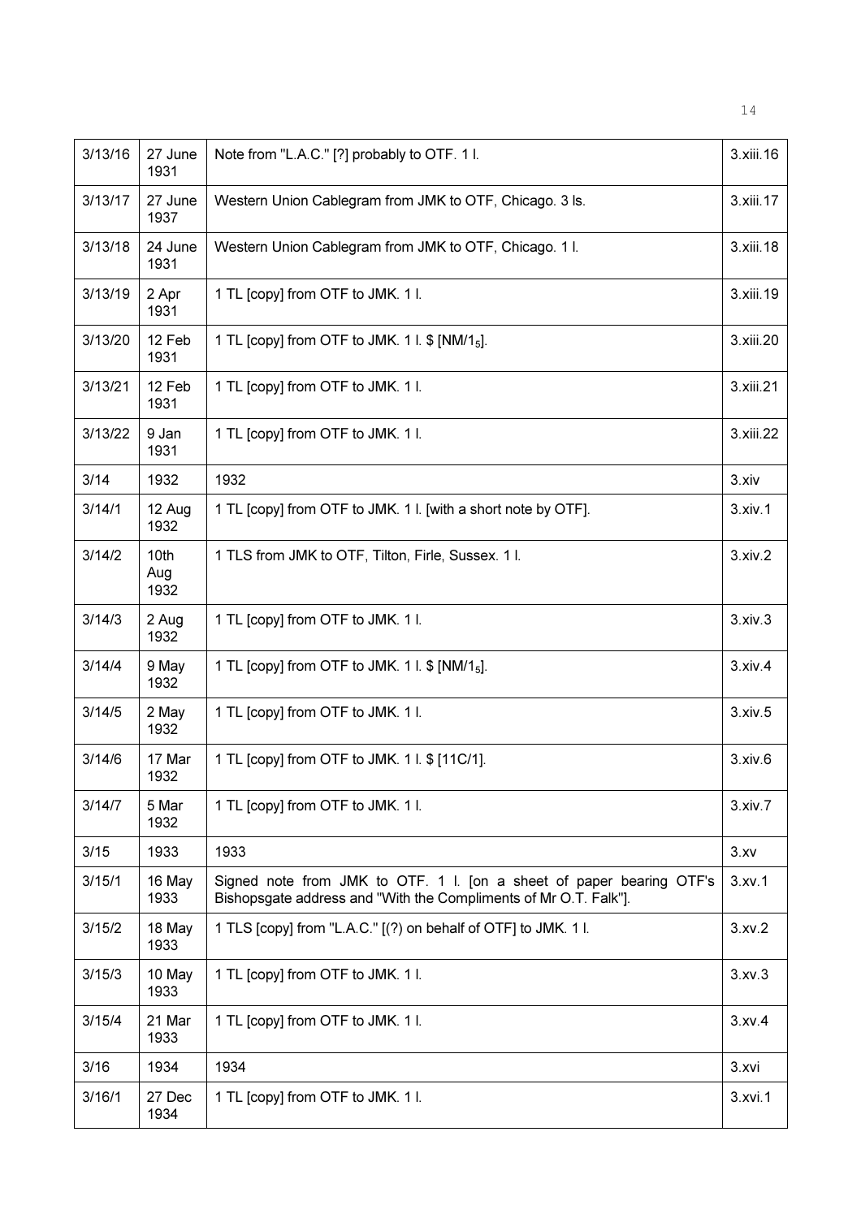| 3/13/16 | 27 June 1931 | Note from "L.A.C." [?] probably to OTF. 1 l. | 3.xiii.16 |
|---|---|---|---|
| 3/13/17 | 27 June 1937 | Western Union Cablegram from JMK to OTF, Chicago. 3 ls. | 3.xiii.17 |
| 3/13/18 | 24 June 1931 | Western Union Cablegram from JMK to OTF, Chicago. 1 l. | 3.xiii.18 |
| 3/13/19 | 2 Apr 1931 | 1 TL [copy] from OTF to JMK. 1 l. | 3.xiii.19 |
| 3/13/20 | 12 Feb 1931 | 1 TL [copy] from OTF to JMK. 1 l. $ [NM/$1_5$]. | 3.xiii.20 |
| 3/13/21 | 12 Feb 1931 | 1 TL [copy] from OTF to JMK. 1 l. | 3.xiii.21 |
| 3/13/22 | 9 Jan 1931 | 1 TL [copy] from OTF to JMK. 1 l. | 3.xiii.22 |
| 3/14 | 1932 | 1932 | 3.xiv |
| 3/14/1 | 12 Aug 1932 | 1 TL [copy] from OTF to JMK. 1 l. [with a short note by OTF]. | 3.xiv.1 |
| 3/14/2 | 10th Aug 1932 | 1 TLS from JMK to OTF, Tilton, Firle, Sussex. 1 l. | 3.xiv.2 |
| 3/14/3 | 2 Aug 1932 | 1 TL [copy] from OTF to JMK. 1 l. | 3.xiv.3 |
| 3/14/4 | 9 May 1932 | 1 TL [copy] from OTF to JMK. 1 l. $ [NM/$1_5$]. | 3.xiv.4 |
| 3/14/5 | 2 May 1932 | 1 TL [copy] from OTF to JMK. 1 l. | 3.xiv.5 |
| 3/14/6 | 17 Mar 1932 | 1 TL [copy] from OTF to JMK. 1 l. $ [11C/1]. | 3.xiv.6 |
| 3/14/7 | 5 Mar 1932 | 1 TL [copy] from OTF to JMK. 1 l. | 3.xiv.7 |
| 3/15 | 1933 | 1933 | 3.xv |
| 3/15/1 | 16 May 1933 | Signed note from JMK to OTF. 1 l. [on a sheet of paper bearing OTF's Bishopsgate address and "With the Compliments of Mr O.T. Falk"]. | 3.xv.1 |
| 3/15/2 | 18 May 1933 | 1 TLS [copy] from "L.A.C." [(?) on behalf of OTF] to JMK. 1 l. | 3.xv.2 |
| 3/15/3 | 10 May 1933 | 1 TL [copy] from OTF to JMK. 1 l. | 3.xv.3 |
| 3/15/4 | 21 Mar 1933 | 1 TL [copy] from OTF to JMK. 1 l. | 3.xv.4 |
| 3/16 | 1934 | 1934 | 3.xvi |
| 3/16/1 | 27 Dec 1934 | 1 TL [copy] from OTF to JMK. 1 l. | 3.xvi.1 |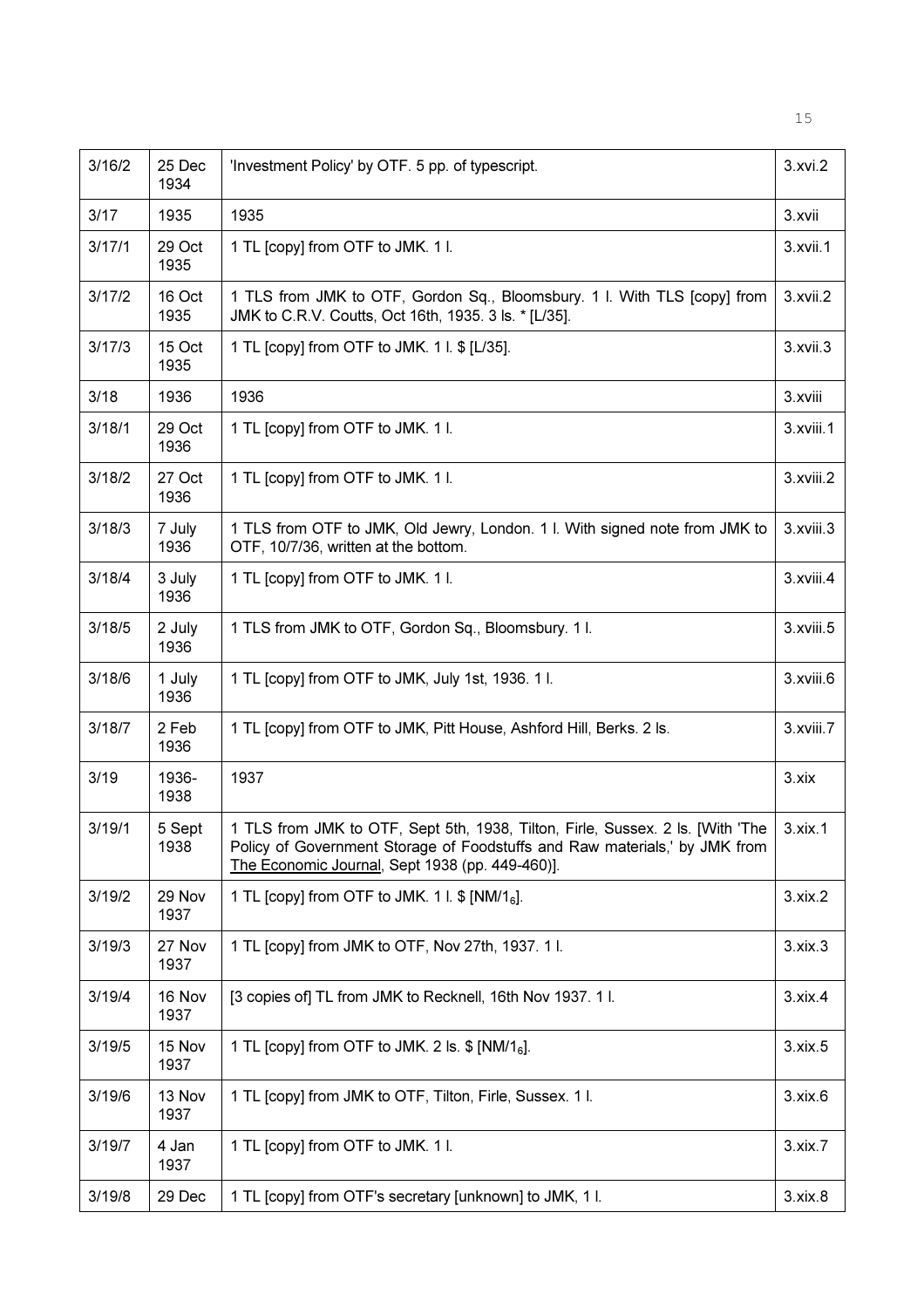| 3/16/2 | 25 Dec 1934 | 'Investment Policy' by OTF. 5 pp. of typescript. | 3.xvi.2 |
|---|---|---|---|
| 3/17 | 1935 | 1935 | 3.xvii |
| 3/17/1 | 29 Oct 1935 | 1 TL [copy] from OTF to JMK. 1 l. | 3.xvii.1 |
| 3/17/2 | 16 Oct 1935 | 1 TLS from JMK to OTF, Gordon Sq., Bloomsbury. 1 l. With TLS [copy] from JMK to C.R.V. Coutts, Oct 16th, 1935. 3 ls. * [L/35]. | 3.xvii.2 |
| 3/17/3 | 15 Oct 1935 | 1 TL [copy] from OTF to JMK. 1 l. $ [L/35]. | 3.xvii.3 |
| 3/18 | 1936 | 1936 | 3.xviii |
| 3/18/1 | 29 Oct 1936 | 1 TL [copy] from OTF to JMK. 1 l. | 3.xviii.1 |
| 3/18/2 | 27 Oct 1936 | 1 TL [copy] from OTF to JMK. 1 l. | 3.xviii.2 |
| 3/18/3 | 7 July 1936 | 1 TLS from OTF to JMK, Old Jewry, London. 1 l. With signed note from JMK to OTF, 10/7/36, written at the bottom. | 3.xviii.3 |
| 3/18/4 | 3 July 1936 | 1 TL [copy] from OTF to JMK. 1 l. | 3.xviii.4 |
| 3/18/5 | 2 July 1936 | 1 TLS from JMK to OTF, Gordon Sq., Bloomsbury. 1 l. | 3.xviii.5 |
| 3/18/6 | 1 July 1936 | 1 TL [copy] from OTF to JMK, July 1st, 1936. 1 l. | 3.xviii.6 |
| 3/18/7 | 2 Feb 1936 | 1 TL [copy] from OTF to JMK, Pitt House, Ashford Hill, Berks. 2 ls. | 3.xviii.7 |
| 3/19 | 1936-1938 | 1937 | 3.xix |
| 3/19/1 | 5 Sept 1938 | 1 TLS from JMK to OTF, Sept 5th, 1938, Tilton, Firle, Sussex. 2 ls. [With 'The Policy of Government Storage of Foodstuffs and Raw materials,' by JMK from The Economic Journal, Sept 1938 (pp. 449-460)]. | 3.xix.1 |
| 3/19/2 | 29 Nov 1937 | 1 TL [copy] from OTF to JMK. 1 l. $ [NM/$1_6$]. | 3.xix.2 |
| 3/19/3 | 27 Nov 1937 | 1 TL [copy] from JMK to OTF, Nov 27th, 1937. 1 l. | 3.xix.3 |
| 3/19/4 | 16 Nov 1937 | [3 copies of] TL from JMK to Recknell, 16th Nov 1937. 1 l. | 3.xix.4 |
| 3/19/5 | 15 Nov 1937 | 1 TL [copy] from OTF to JMK. 2 ls. $ [NM/$1_6$]. | 3.xix.5 |
| 3/19/6 | 13 Nov 1937 | 1 TL [copy] from JMK to OTF, Tilton, Firle, Sussex. 1 l. | 3.xix.6 |
| 3/19/7 | 4 Jan 1937 | 1 TL [copy] from OTF to JMK. 1 l. | 3.xix.7 |
| 3/19/8 | 29 Dec | 1 TL [copy] from OTF's secretary [unknown] to JMK, 1 l. | 3.xix.8 |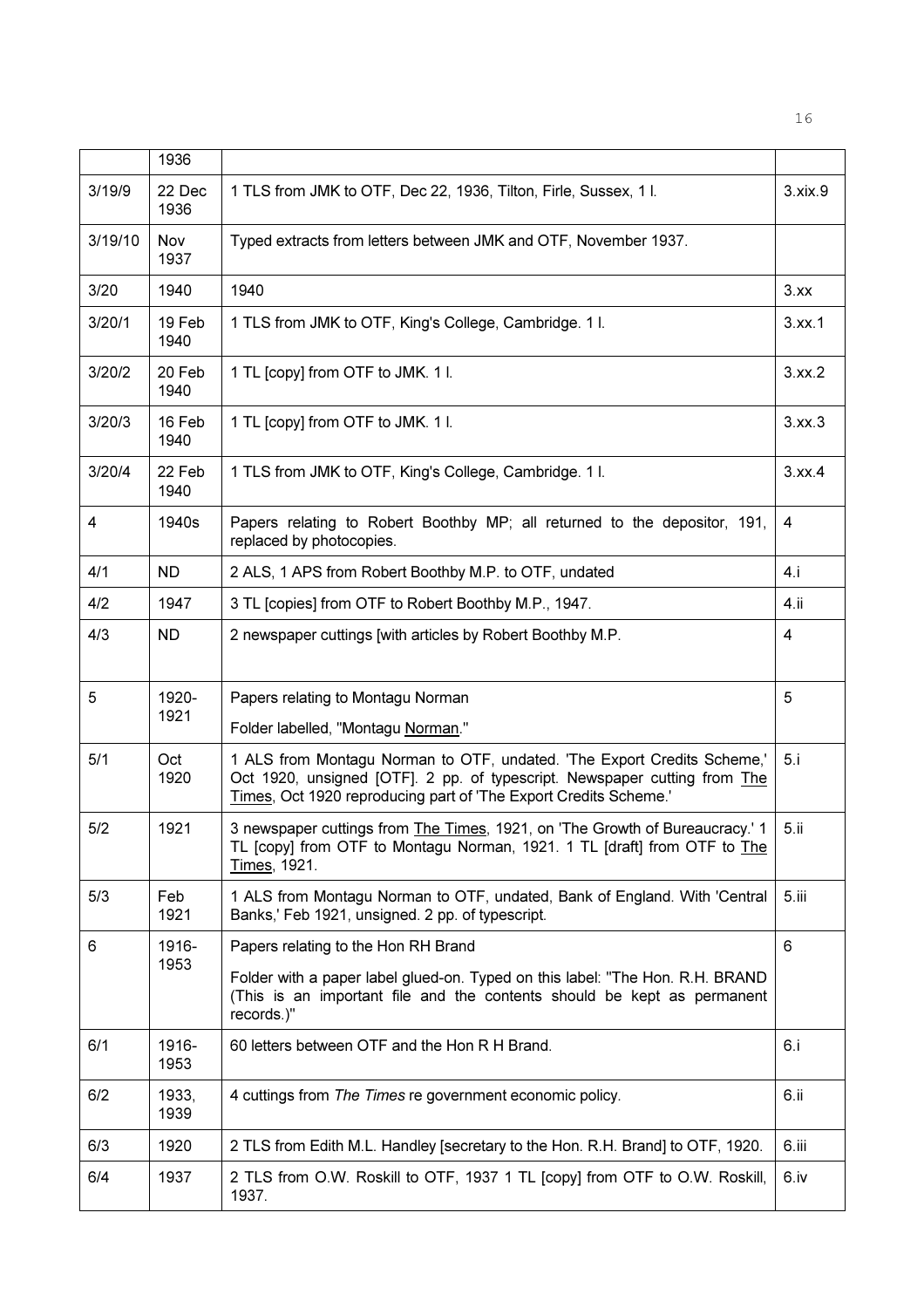| | 1936 | | |
|---|---|---|---|
| 3/19/9 | 22 Dec 1936 | 1 TLS from JMK to OTF, Dec 22, 1936, Tilton, Firle, Sussex, 1 l. | 3.xix.9 |
| 3/19/10 | Nov 1937 | Typed extracts from letters between JMK and OTF, November 1937. | |
| 3/20 | 1940 | 1940 | 3.xx |
| 3/20/1 | 19 Feb 1940 | 1 TLS from JMK to OTF, King's College, Cambridge. 1 l. | 3.xx.1 |
| 3/20/2 | 20 Feb 1940 | 1 TL [copy] from OTF to JMK. 1 l. | 3.xx.2 |
| 3/20/3 | 16 Feb 1940 | 1 TL [copy] from OTF to JMK. 1 l. | 3.xx.3 |
| 3/20/4 | 22 Feb 1940 | 1 TLS from JMK to OTF, King's College, Cambridge. 1 l. | 3.xx.4 |
| 4 | 1940s | Papers relating to Robert Boothby MP; all returned to the depositor, 191, replaced by photocopies. | 4 |
| 4/1 | ND | 2 ALS, 1 APS from Robert Boothby M.P. to OTF, undated | 4.i |
| 4/2 | 1947 | 3 TL [copies] from OTF to Robert Boothby M.P., 1947. | 4.ii |
| 4/3 | ND | 2 newspaper cuttings [with articles by Robert Boothby M.P. | 4 |
| 5 | 1920-1921 | Papers relating to Montagu Norman<br><br>Folder labelled, "Montagu Norman." | 5 |
| 5/1 | Oct 1920 | 1 ALS from Montagu Norman to OTF, undated. 'The Export Credits Scheme,' Oct 1920, unsigned [OTF]. 2 pp. of typescript. Newspaper cutting from The Times, Oct 1920 reproducing part of 'The Export Credits Scheme.' | 5.i |
| 5/2 | 1921 | 3 newspaper cuttings from The Times, 1921, on 'The Growth of Bureaucracy.' 1 TL [copy] from OTF to Montagu Norman, 1921. 1 TL [draft] from OTF to The Times, 1921. | 5.ii |
| 5/3 | Feb 1921 | 1 ALS from Montagu Norman to OTF, undated, Bank of England. With 'Central Banks,' Feb 1921, unsigned. 2 pp. of typescript. | 5.iii |
| 6 | 1916-1953 | Papers relating to the Hon RH Brand<br><br>Folder with a paper label glued-on. Typed on this label: "The Hon. R.H. BRAND (This is an important file and the contents should be kept as permanent records.)" | 6 |
| 6/1 | 1916-1953 | 60 letters between OTF and the Hon R H Brand. | 6.i |
| 6/2 | 1933, 1939 | 4 cuttings from *The Times* re government economic policy. | 6.ii |
| 6/3 | 1920 | 2 TLS from Edith M.L. Handley [secretary to the Hon. R.H. Brand] to OTF, 1920. | 6.iii |
| 6/4 | 1937 | 2 TLS from O.W. Roskill to OTF, 1937 1 TL [copy] from OTF to O.W. Roskill, 1937. | 6.iv |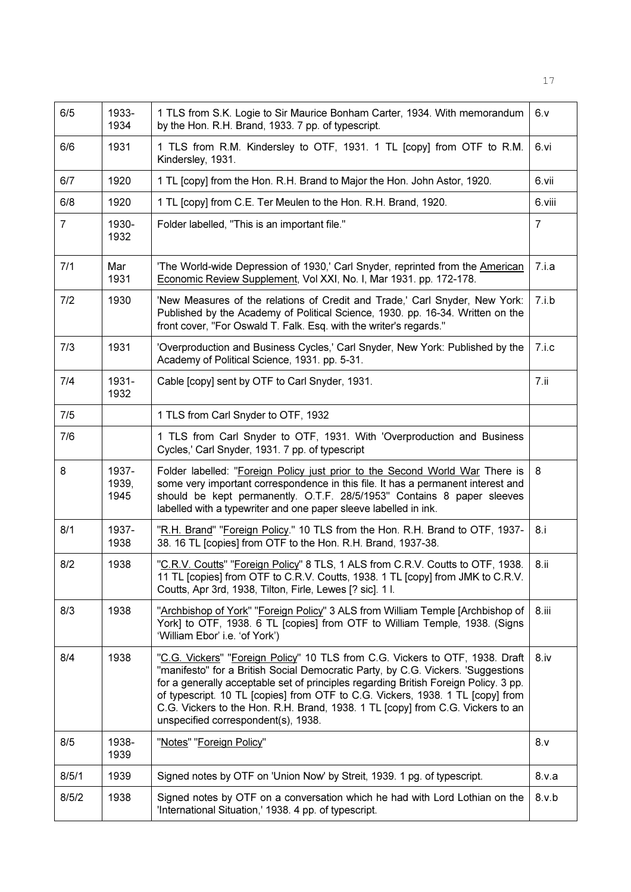| 6/5 | 1933-1934 | 1 TLS from S.K. Logie to Sir Maurice Bonham Carter, 1934. With memorandum by the Hon. R.H. Brand, 1933. 7 pp. of typescript. | 6.v |
|---|---|---|---|
| 6/6 | 1931 | 1 TLS from R.M. Kindersley to OTF, 1931. 1 TL [copy] from OTF to R.M. Kindersley, 1931. | 6.vi |
| 6/7 | 1920 | 1 TL [copy] from the Hon. R.H. Brand to Major the Hon. John Astor, 1920. | 6.vii |
| 6/8 | 1920 | 1 TL [copy] from C.E. Ter Meulen to the Hon. R.H. Brand, 1920. | 6.viii |
| 7 | 1930-1932 | Folder labelled, "This is an important file." | 7 |
| 7/1 | Mar 1931 | 'The World-wide Depression of 1930,' Carl Snyder, reprinted from the American Economic Review Supplement, Vol XXI, No. I, Mar 1931. pp. 172-178. | 7.i.a |
| 7/2 | 1930 | 'New Measures of the relations of Credit and Trade,' Carl Snyder, New York: Published by the Academy of Political Science, 1930. pp. 16-34. Written on the front cover, "For Oswald T. Falk. Esq. with the writer's regards." | 7.i.b |
| 7/3 | 1931 | 'Overproduction and Business Cycles,' Carl Snyder, New York: Published by the Academy of Political Science, 1931. pp. 5-31. | 7.i.c |
| 7/4 | 1931-1932 | Cable [copy] sent by OTF to Carl Snyder, 1931. | 7.ii |
| 7/5 | | 1 TLS from Carl Snyder to OTF, 1932 | |
| 7/6 | | 1 TLS from Carl Snyder to OTF, 1931. With 'Overproduction and Business Cycles,' Carl Snyder, 1931. 7 pp. of typescript | |
| 8 | 1937-1939, 1945 | Folder labelled: "Foreign Policy just prior to the Second World War There is some very important correspondence in this file. It has a permanent interest and should be kept permanently. O.T.F. 28/5/1953" Contains 8 paper sleeves labelled with a typewriter and one paper sleeve labelled in ink. | 8 |
| 8/1 | 1937-1938 | "R.H. Brand" "Foreign Policy." 10 TLS from the Hon. R.H. Brand to OTF, 1937-38. 16 TL [copies] from OTF to the Hon. R.H. Brand, 1937-38. | 8.i |
| 8/2 | 1938 | "C.R.V. Coutts" "Foreign Policy" 8 TLS, 1 ALS from C.R.V. Coutts to OTF, 1938. 11 TL [copies] from OTF to C.R.V. Coutts, 1938. 1 TL [copy] from JMK to C.R.V. Coutts, Apr 3rd, 1938, Tilton, Firle, Lewes [? sic]. 1 l. | 8.ii |
| 8/3 | 1938 | "Archbishop of York" "Foreign Policy" 3 ALS from William Temple [Archbishop of York] to OTF, 1938. 6 TL [copies] from OTF to William Temple, 1938. (Signs 'William Ebor' i.e. 'of York') | 8.iii |
| 8/4 | 1938 | "C.G. Vickers" "Foreign Policy" 10 TLS from C.G. Vickers to OTF, 1938. Draft "manifesto" for a British Social Democratic Party, by C.G. Vickers. 'Suggestions for a generally acceptable set of principles regarding British Foreign Policy. 3 pp. of typescript. 10 TL [copies] from OTF to C.G. Vickers, 1938. 1 TL [copy] from C.G. Vickers to the Hon. R.H. Brand, 1938. 1 TL [copy] from C.G. Vickers to an unspecified correspondent(s), 1938. | 8.iv |
| 8/5 | 1938-1939 | "Notes" "Foreign Policy" | 8.v |
| 8/5/1 | 1939 | Signed notes by OTF on 'Union Now' by Streit, 1939. 1 pg. of typescript. | 8.v.a |
| 8/5/2 | 1938 | Signed notes by OTF on a conversation which he had with Lord Lothian on the 'International Situation,' 1938. 4 pp. of typescript. | 8.v.b |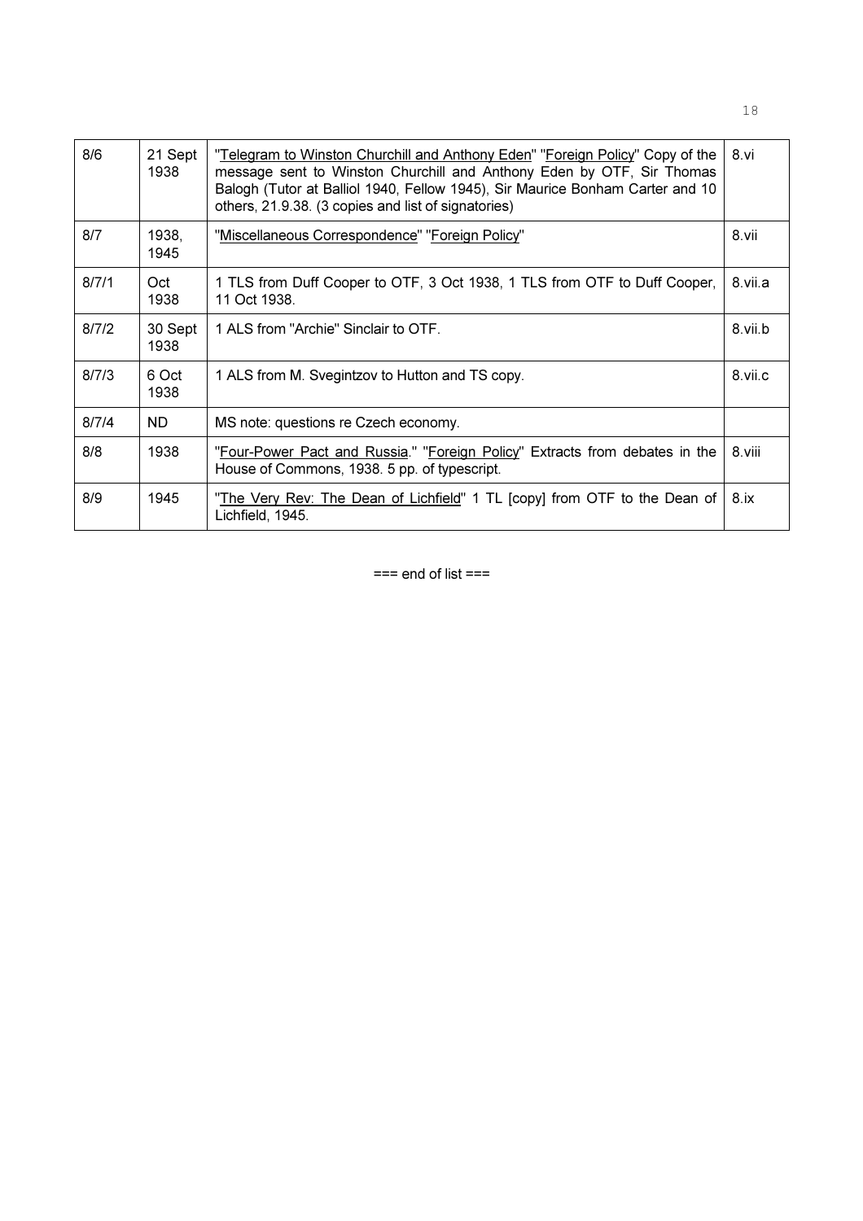| | | | |
|---|---|---|---|
| 8/6 | 21 Sept 1938 | "Telegram to Winston Churchill and Anthony Eden" "Foreign Policy" Copy of the message sent to Winston Churchill and Anthony Eden by OTF, Sir Thomas Balogh (Tutor at Balliol 1940, Fellow 1945), Sir Maurice Bonham Carter and 10 others, 21.9.38. (3 copies and list of signatories) | 8.vi |
| 8/7 | 1938, 1945 | "Miscellaneous Correspondence" "Foreign Policy" | 8.vii |
| 8/7/1 | Oct 1938 | 1 TLS from Duff Cooper to OTF, 3 Oct 1938, 1 TLS from OTF to Duff Cooper, 11 Oct 1938. | 8.vii.a |
| 8/7/2 | 30 Sept 1938 | 1 ALS from "Archie" Sinclair to OTF. | 8.vii.b |
| 8/7/3 | 6 Oct 1938 | 1 ALS from M. Svegintzov to Hutton and TS copy. | 8.vii.c |
| 8/7/4 | ND | MS note: questions re Czech economy. | |
| 8/8 | 1938 | "Four-Power Pact and Russia." "Foreign Policy" Extracts from debates in the House of Commons, 1938. 5 pp. of typescript. | 8.viii |
| 8/9 | 1945 | "The Very Rev: The Dean of Lichfield" 1 TL [copy] from OTF to the Dean of Lichfield, 1945. | 8.ix |

=== end of list ===